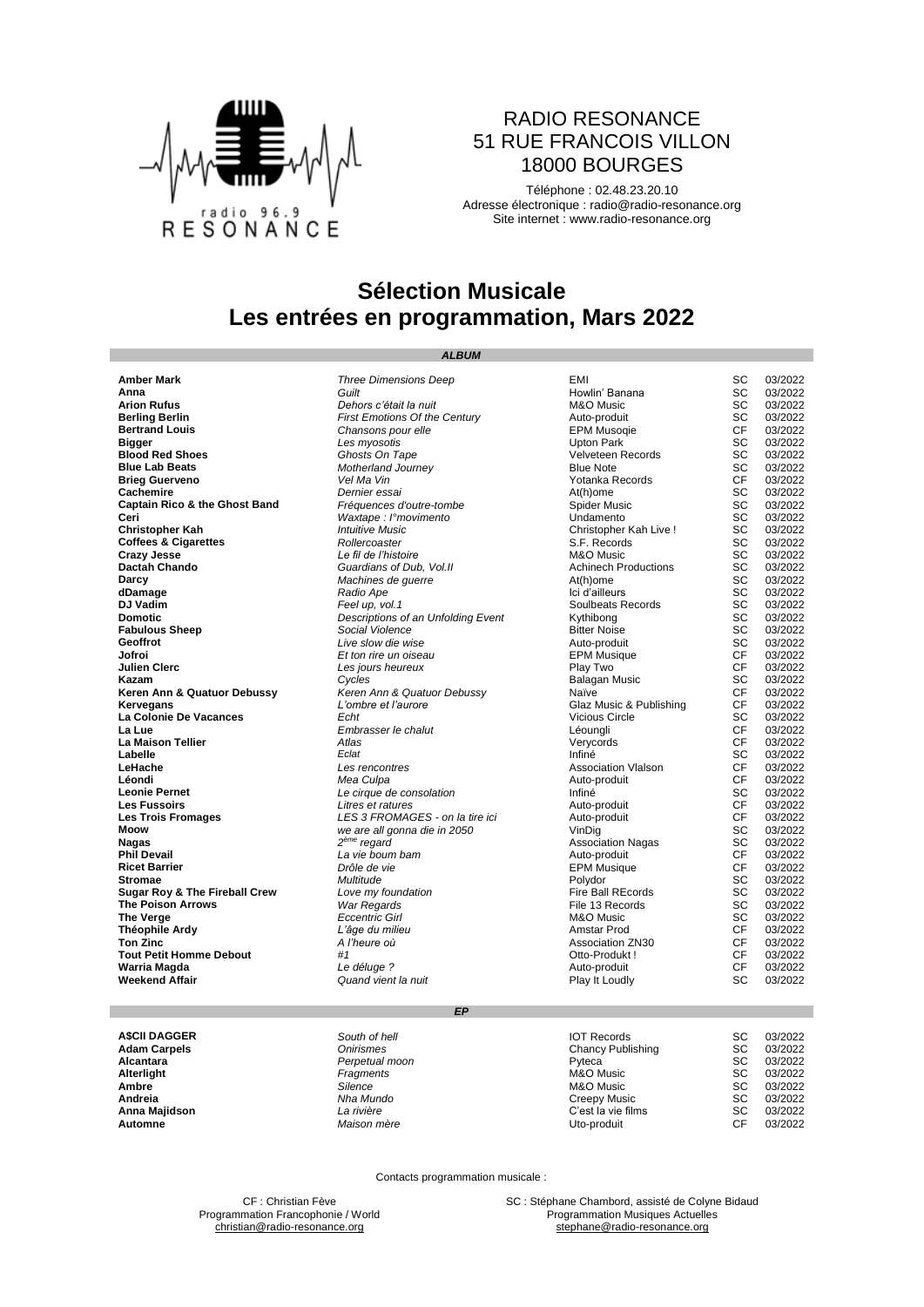RADIO RESONANCE
51 RUE FRANCOIS VILLON
18000 BOURGES

Téléphone : 02.48.23.20.10
Adresse électronique : radio@radio-resonance.org
Site internet : www.radio-resonance.org

# Sélection Musicale
# Les entrées en programmation, Mars 2022

### *ALBUM*

| | | | | |
|---|---|---|---|---|
| **Amber Mark** | *Three Dimensions Deep* | EMI | SC | 03/2022 |
| **Anna** | *Guilt* | Howlin' Banana | SC | 03/2022 |
| **Arion Rufus** | *Dehors c'était la nuit* | M&O Music | SC | 03/2022 |
| **Berling Berlin** | *First Emotions Of the Century* | Auto-produit | SC | 03/2022 |
| **Bertrand Louis** | *Chansons pour elle* | EPM Musoqie | CF | 03/2022 |
| **Bigger** | *Les myosotis* | Upton Park | SC | 03/2022 |
| **Blood Red Shoes** | *Ghosts On Tape* | Velveteen Records | SC | 03/2022 |
| **Blue Lab Beats** | *Motherland Journey* | Blue Note | SC | 03/2022 |
| **Brieg Guerveno** | *Vel Ma Vin* | Yotanka Records | CF | 03/2022 |
| **Cachemire** | *Dernier essai* | At(h)ome | SC | 03/2022 |
| **Captain Rico & the Ghost Band** | *Fréquences d'outre-tombe* | Spider Music | SC | 03/2022 |
| **Ceri** | *Waxtape : l°movimento* | Undamento | SC | 03/2022 |
| **Christopher Kah** | *Intuitive Music* | Christopher Kah Live ! | SC | 03/2022 |
| **Coffees & Cigarettes** | *Rollercoaster* | S.F. Records | SC | 03/2022 |
| **Crazy Jesse** | *Le fil de l'histoire* | M&O Music | SC | 03/2022 |
| **Dactah Chando** | *Guardians of Dub, Vol.II* | Achinech Productions | SC | 03/2022 |
| **Darcy** | *Machines de guerre* | At(h)ome | SC | 03/2022 |
| **dDamage** | *Radio Ape* | Ici d'ailleurs | SC | 03/2022 |
| **DJ Vadim** | *Feel up, vol.1* | Soulbeats Records | SC | 03/2022 |
| **Domotic** | *Descriptions of an Unfolding Event* | Kythibong | SC | 03/2022 |
| **Fabulous Sheep** | *Social Violence* | Bitter Noise | SC | 03/2022 |
| **Geoffrot** | *Live slow die wise* | Auto-produit | SC | 03/2022 |
| **Jofroi** | *Et ton rire un oiseau* | EPM Musique | CF | 03/2022 |
| **Julien Clerc** | *Les jours heureux* | Play Two | CF | 03/2022 |
| **Kazam** | *Cycles* | Balagan Music | SC | 03/2022 |
| **Keren Ann & Quatuor Debussy** | *Keren Ann & Quatuor Debussy* | Naïve | CF | 03/2022 |
| **Kervegans** | *L'ombre et l'aurore* | Glaz Music & Publishing | CF | 03/2022 |
| **La Colonie De Vacances** | *Echt* | Vicious Circle | SC | 03/2022 |
| **La Lue** | *Embrasser le chalut* | Léoungli | CF | 03/2022 |
| **La Maison Tellier** | *Atlas* | Verycords | CF | 03/2022 |
| **Labelle** | *Eclat* | Infiné | SC | 03/2022 |
| **LeHache** | *Les rencontres* | Association Vlalson | CF | 03/2022 |
| **Léondi** | *Mea Culpa* | Auto-produit | CF | 03/2022 |
| **Leonie Pernet** | *Le cirque de consolation* | Infiné | SC | 03/2022 |
| **Les Fussoirs** | *Litres et ratures* | Auto-produit | CF | 03/2022 |
| **Les Trois Fromages** | *LES 3 FROMAGES - on la tire ici* | Auto-produit | CF | 03/2022 |
| **Moow** | *we are all gonna die in 2050* | VinDig | SC | 03/2022 |
| **Nagas** | *2ème regard* | Association Nagas | SC | 03/2022 |
| **Phil Devail** | *La vie boum bam* | Auto-produit | CF | 03/2022 |
| **Ricet Barrier** | *Drôle de vie* | EPM Musique | CF | 03/2022 |
| **Stromae** | *Multitude* | Polydor | SC | 03/2022 |
| **Sugar Roy & The Fireball Crew** | *Love my foundation* | Fire Ball REcords | SC | 03/2022 |
| **The Poison Arrows** | *War Regards* | File 13 Records | SC | 03/2022 |
| **The Verge** | *Eccentric Girl* | M&O Music | SC | 03/2022 |
| **Théophile Ardy** | *L'âge du milieu* | Amstar Prod | CF | 03/2022 |
| **Ton Zinc** | *A l'heure où* | Association ZN30 | CF | 03/2022 |
| **Tout Petit Homme Debout** | *#1* | Otto-Produkt ! | CF | 03/2022 |
| **Warria Magda** | *Le déluge ?* | Auto-produit | CF | 03/2022 |
| **Weekend Affair** | *Quand vient la nuit* | Play It Loudly | SC | 03/2022 |

### *EP*

| | | | | |
|---|---|---|---|---|
| **A$CII DAGGER** | *South of hell* | IOT Records | SC | 03/2022 |
| **Adam Carpels** | *Onirismes* | Chancy Publishing | SC | 03/2022 |
| **Alcantara** | *Perpetual moon* | Pyteca | SC | 03/2022 |
| **Alterlight** | *Fragments* | M&O Music | SC | 03/2022 |
| **Ambre** | *Silence* | M&O Music | SC | 03/2022 |
| **Andreia** | *Nha Mundo* | Creepy Music | SC | 03/2022 |
| **Anna Majidson** | *La rivière* | C'est la vie films | SC | 03/2022 |
| **Automne** | *Maison mère* | Uto-produit | CF | 03/2022 |

Contacts programmation musicale :

CF : Christian Fève
Programmation Francophonie / World
christian@radio-resonance.org

SC : Stéphane Chambord, assisté de Colyne Bidaud
Programmation Musiques Actuelles
stephane@radio-resonance.org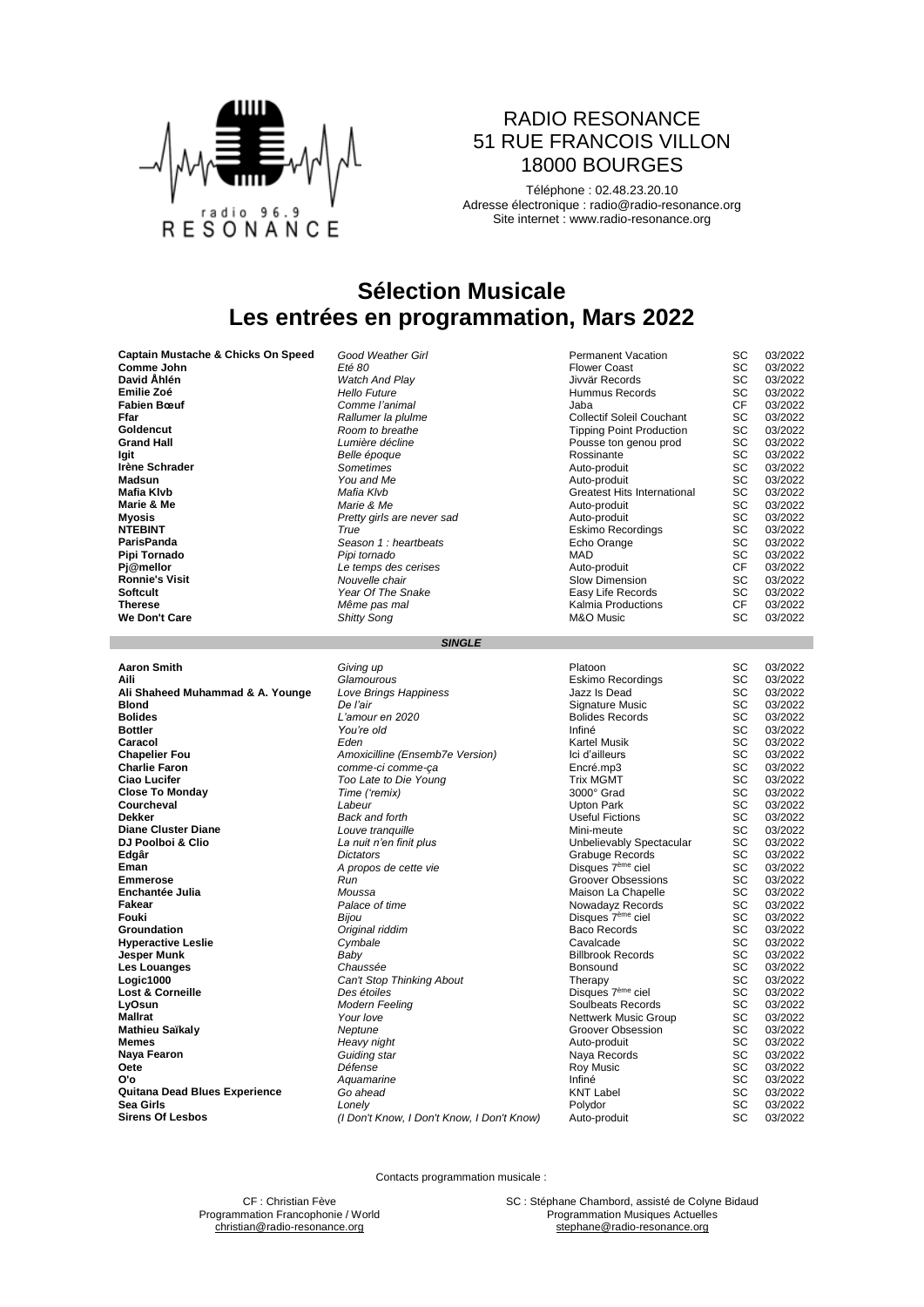RADIO RESONANCE
51 RUE FRANCOIS VILLON
18000 BOURGES

Téléphone : 02.48.23.20.10
Adresse électronique : radio@radio-resonance.org
Site internet : www.radio-resonance.org

# Sélection Musicale
# Les entrées en programmation, Mars 2022

| | | | | |
|---|---|---|---|---|
| **Captain Mustache & Chicks On Speed** | *Good Weather Girl* | Permanent Vacation | SC | 03/2022 |
| **Comme John** | *Eté 80* | Flower Coast | SC | 03/2022 |
| **David Åhlén** | *Watch And Play* | Jivvär Records | SC | 03/2022 |
| **Emilie Zoé** | *Hello Future* | Hummus Records | SC | 03/2022 |
| **Fabien Bœuf** | *Comme l'animal* | Jaba | CF | 03/2022 |
| **Ffar** | *Rallumer la plulme* | Collectif Soleil Couchant | SC | 03/2022 |
| **Goldencut** | *Room to breathe* | Tipping Point Production | SC | 03/2022 |
| **Grand Hall** | *Lumière décline* | Pousse ton genou prod | SC | 03/2022 |
| **Igit** | *Belle époque* | Rossinante | SC | 03/2022 |
| **Irène Schrader** | *Sometimes* | Auto-produit | SC | 03/2022 |
| **Madsun** | *You and Me* | Auto-produit | SC | 03/2022 |
| **Mafia Klvb** | *Mafia Klvb* | Greatest Hits International | SC | 03/2022 |
| **Marie & Me** | *Marie & Me* | Auto-produit | SC | 03/2022 |
| **Myosis** | *Pretty girls are never sad* | Auto-produit | SC | 03/2022 |
| **NTEBINT** | *True* | Eskimo Recordings | SC | 03/2022 |
| **ParisPanda** | *Season 1 : heartbeats* | Echo Orange | SC | 03/2022 |
| **Pipi Tornado** | *Pipi tornado* | MAD | SC | 03/2022 |
| **Pj@mellor** | *Le temps des cerises* | Auto-produit | CF | 03/2022 |
| **Ronnie's Visit** | *Nouvelle chair* | Slow Dimension | SC | 03/2022 |
| **Softcult** | *Year Of The Snake* | Easy Life Records | SC | 03/2022 |
| **Therese** | *Même pas mal* | Kalmia Productions | CF | 03/2022 |
| **We Don't Care** | *Shitty Song* | M&O Music | SC | 03/2022 |

***SINGLE***

| | | | | |
|---|---|---|---|---|
| **Aaron Smith** | *Giving up* | Platoon | SC | 03/2022 |
| **Aili** | *Glamourous* | Eskimo Recordings | SC | 03/2022 |
| **Ali Shaheed Muhammad & A. Younge** | *Love Brings Happiness* | Jazz Is Dead | SC | 03/2022 |
| **Blond** | *De l'air* | Signature Music | SC | 03/2022 |
| **Bolides** | *L'amour en 2020* | Bolides Records | SC | 03/2022 |
| **Bottler** | *You're old* | Infiné | SC | 03/2022 |
| **Caracol** | *Eden* | Kartel Musik | SC | 03/2022 |
| **Chapelier Fou** | *Amoxicilline (Ensemb7e Version)* | Ici d'ailleurs | SC | 03/2022 |
| **Charlie Faron** | *comme-ci comme-ça* | Encré.mp3 | SC | 03/2022 |
| **Ciao Lucifer** | *Too Late to Die Young* | Trix MGMT | SC | 03/2022 |
| **Close To Monday** | *Time ('remix)* | 3000° Grad | SC | 03/2022 |
| **Courcheval** | *Labeur* | Upton Park | SC | 03/2022 |
| **Dekker** | *Back and forth* | Useful Fictions | SC | 03/2022 |
| **Diane Cluster Diane** | *Louve tranquille* | Mini-meute | SC | 03/2022 |
| **DJ Poolboi & Clio** | *La nuit n'en finit plus* | Unbelievably Spectacular | SC | 03/2022 |
| **Edgâr** | *Dictators* | Grabuge Records | SC | 03/2022 |
| **Eman** | *A propos de cette vie* | Disques 7ème ciel | SC | 03/2022 |
| **Emmerose** | *Run* | Groover Obsessions | SC | 03/2022 |
| **Enchantée Julia** | *Moussa* | Maison La Chapelle | SC | 03/2022 |
| **Fakear** | *Palace of time* | Nowadayz Records | SC | 03/2022 |
| **Fouki** | *Bijou* | Disques 7ème ciel | SC | 03/2022 |
| **Groundation** | *Original riddim* | Baco Records | SC | 03/2022 |
| **Hyperactive Leslie** | *Cymbale* | Cavalcade | SC | 03/2022 |
| **Jesper Munk** | *Baby* | Billbrook Records | SC | 03/2022 |
| **Les Louanges** | *Chaussée* | Bonsound | SC | 03/2022 |
| **Logic1000** | *Can't Stop Thinking About* | Therapy | SC | 03/2022 |
| **Lost & Corneille** | *Des étoiles* | Disques 7ème ciel | SC | 03/2022 |
| **LyOsun** | *Modern Feeling* | Soulbeats Records | SC | 03/2022 |
| **Mallrat** | *Your love* | Nettwerk Music Group | SC | 03/2022 |
| **Mathieu Saïkaly** | *Neptune* | Groover Obsession | SC | 03/2022 |
| **Memes** | *Heavy night* | Auto-produit | SC | 03/2022 |
| **Naya Fearon** | *Guiding star* | Naya Records | SC | 03/2022 |
| **Oete** | *Défense* | Roy Music | SC | 03/2022 |
| **O'o** | *Aquamarine* | Infiné | SC | 03/2022 |
| **Quitana Dead Blues Experience** | *Go ahead* | KNT Label | SC | 03/2022 |
| **Sea Girls** | *Lonely* | Polydor | SC | 03/2022 |
| **Sirens Of Lesbos** | *(I Don't Know, I Don't Know, I Don't Know)* | Auto-produit | SC | 03/2022 |

Contacts programmation musicale :

CF : Christian Fève
Programmation Francophonie / World
christian@radio-resonance.org

SC : Stéphane Chambord, assisté de Colyne Bidaud
Programmation Musiques Actuelles
stephane@radio-resonance.org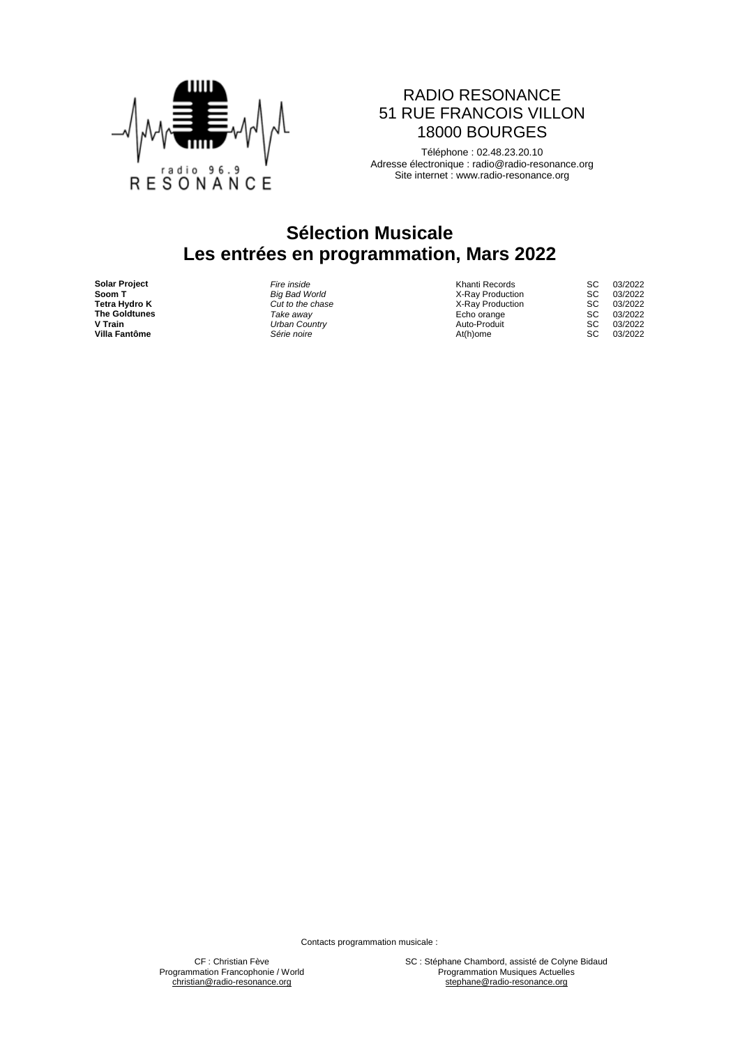RADIO RESONANCE
51 RUE FRANCOIS VILLON
18000 BOURGES

Téléphone : 02.48.23.20.10
Adresse électronique : radio@radio-resonance.org
Site internet : www.radio-resonance.org

# Sélection Musicale
# Les entrées en programmation, Mars 2022

| | | | | |
|---|---|---|---|---|
| **Solar Project** | *Fire inside* | Khanti Records | SC | 03/2022 |
| **Soom T** | *Big Bad World* | X-Ray Production | SC | 03/2022 |
| **Tetra Hydro K** | *Cut to the chase* | X-Ray Production | SC | 03/2022 |
| **The Goldtunes** | *Take away* | Echo orange | SC | 03/2022 |
| **V Train** | *Urban Country* | Auto-Produit | SC | 03/2022 |
| **Villa Fantôme** | *Série noire* | At(h)ome | SC | 03/2022 |

Contacts programmation musicale :

CF : Christian Fève
Programmation Francophonie / World
christian@radio-resonance.org

SC : Stéphane Chambord, assisté de Colyne Bidaud
Programmation Musiques Actuelles
stephane@radio-resonance.org